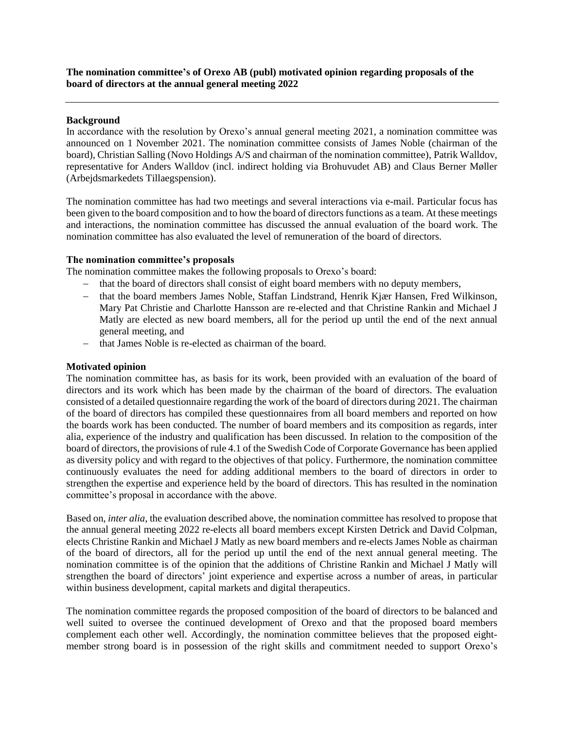**The nomination committee's of Orexo AB (publ) motivated opinion regarding proposals of the board of directors at the annual general meeting 2022**

---

**Background**

In accordance with the resolution by Orexo's annual general meeting 2021, a nomination committee was announced on 1 November 2021. The nomination committee consists of James Noble (chairman of the board), Christian Salling (Novo Holdings A/S and chairman of the nomination committee), Patrik Walldov, representative for Anders Walldov (incl. indirect holding via Brohuvudet AB) and Claus Berner Møller (Arbejdsmarkedets Tillaegspension).

The nomination committee has had two meetings and several interactions via e-mail. Particular focus has been given to the board composition and to how the board of directors functions as a team. At these meetings and interactions, the nomination committee has discussed the annual evaluation of the board work. The nomination committee has also evaluated the level of remuneration of the board of directors.

**The nomination committee's proposals**

The nomination committee makes the following proposals to Orexo's board:

- that the board of directors shall consist of eight board members with no deputy members,
- that the board members James Noble, Staffan Lindstrand, Henrik Kjær Hansen, Fred Wilkinson, Mary Pat Christie and Charlotte Hansson are re-elected and that Christine Rankin and Michael J Matly are elected as new board members, all for the period up until the end of the next annual general meeting, and
- that James Noble is re-elected as chairman of the board.

**Motivated opinion**

The nomination committee has, as basis for its work, been provided with an evaluation of the board of directors and its work which has been made by the chairman of the board of directors. The evaluation consisted of a detailed questionnaire regarding the work of the board of directors during 2021. The chairman of the board of directors has compiled these questionnaires from all board members and reported on how the boards work has been conducted. The number of board members and its composition as regards, inter alia, experience of the industry and qualification has been discussed. In relation to the composition of the board of directors, the provisions of rule 4.1 of the Swedish Code of Corporate Governance has been applied as diversity policy and with regard to the objectives of that policy. Furthermore, the nomination committee continuously evaluates the need for adding additional members to the board of directors in order to strengthen the expertise and experience held by the board of directors. This has resulted in the nomination committee's proposal in accordance with the above.

Based on, *inter alia*, the evaluation described above, the nomination committee has resolved to propose that the annual general meeting 2022 re-elects all board members except Kirsten Detrick and David Colpman, elects Christine Rankin and Michael J Matly as new board members and re-elects James Noble as chairman of the board of directors, all for the period up until the end of the next annual general meeting. The nomination committee is of the opinion that the additions of Christine Rankin and Michael J Matly will strengthen the board of directors' joint experience and expertise across a number of areas, in particular within business development, capital markets and digital therapeutics.

The nomination committee regards the proposed composition of the board of directors to be balanced and well suited to oversee the continued development of Orexo and that the proposed board members complement each other well. Accordingly, the nomination committee believes that the proposed eight-member strong board is in possession of the right skills and commitment needed to support Orexo's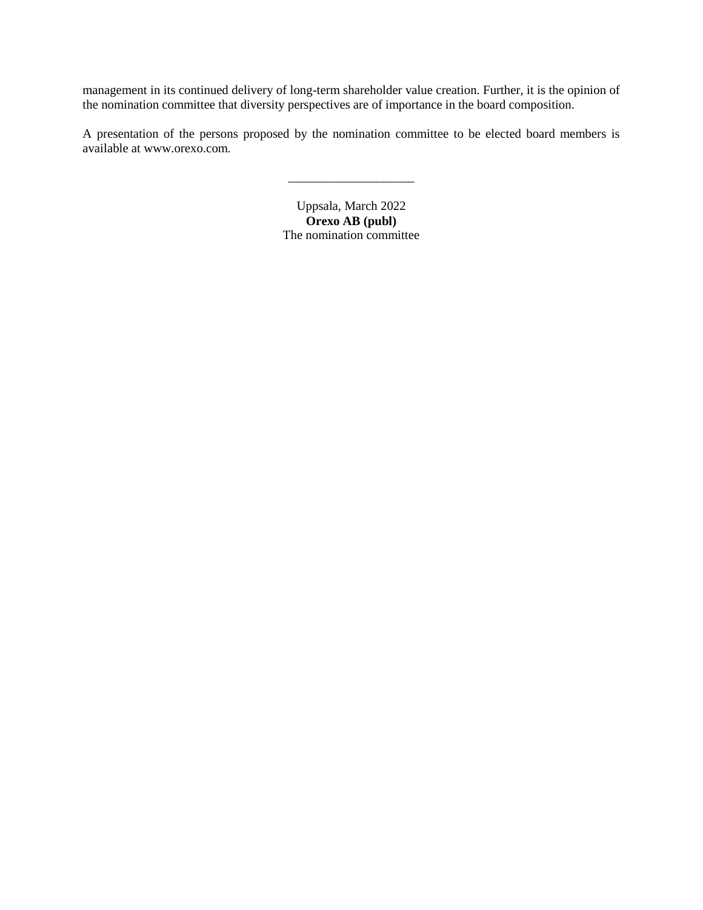management in its continued delivery of long-term shareholder value creation. Further, it is the opinion of the nomination committee that diversity perspectives are of importance in the board composition.

A presentation of the persons proposed by the nomination committee to be elected board members is available at www.orexo.com.

\_\_\_\_\_\_\_\_\_\_\_\_\_\_\_\_\_\_\_\_

Uppsala, March 2022
**Orexo AB (publ)**
The nomination committee